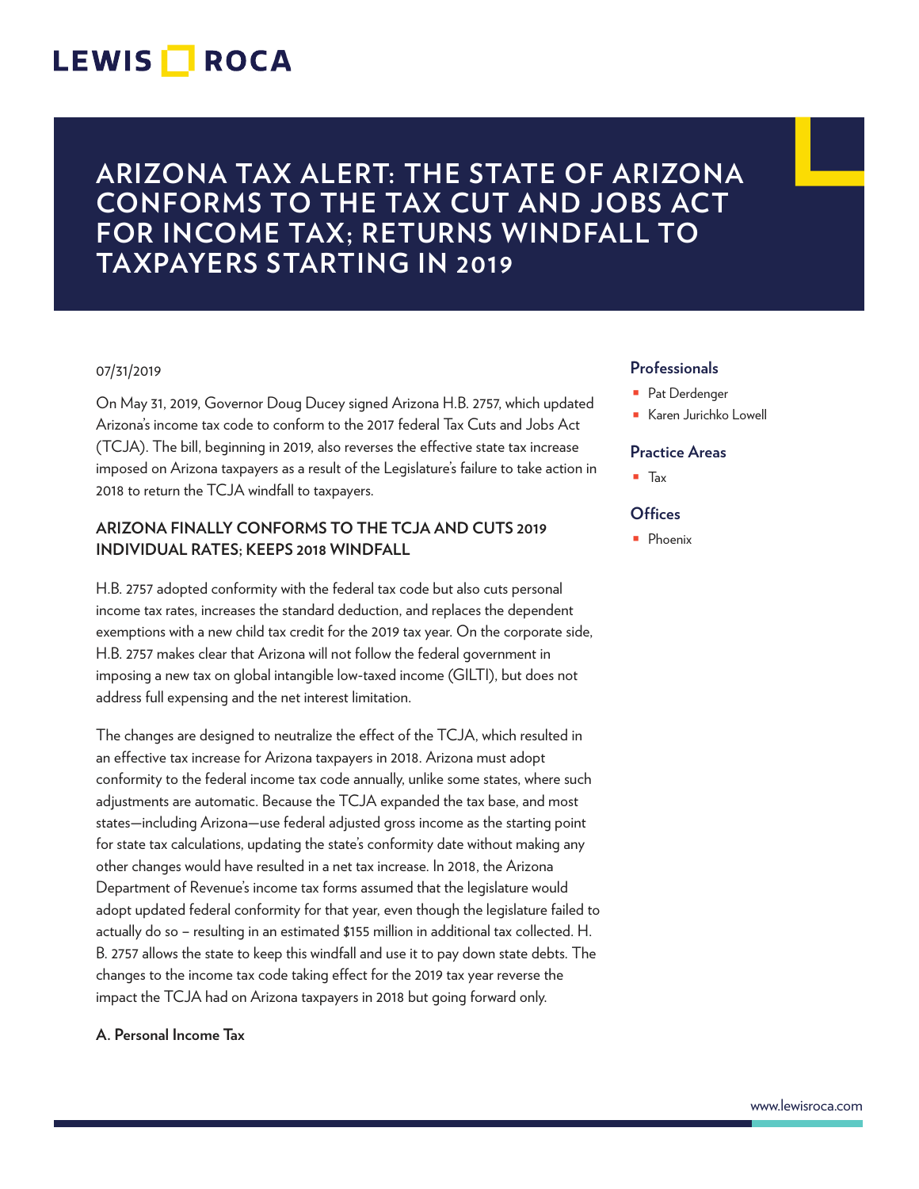LEWIS ROCA

# ARIZONA TAX ALERT: THE STATE OF ARIZONA CONFORMS TO THE TAX CUT AND JOBS ACT FOR INCOME TAX; RETURNS WINDFALL TO TAXPAYERS STARTING IN 2019

07/31/2019

On May 31, 2019, Governor Doug Ducey signed Arizona H.B. 2757, which updated Arizona's income tax code to conform to the 2017 federal Tax Cuts and Jobs Act (TCJA). The bill, beginning in 2019, also reverses the effective state tax increase imposed on Arizona taxpayers as a result of the Legislature's failure to take action in 2018 to return the TCJA windfall to taxpayers.

### ARIZONA FINALLY CONFORMS TO THE TCJA AND CUTS 2019 INDIVIDUAL RATES; KEEPS 2018 WINDFALL

H.B. 2757 adopted conformity with the federal tax code but also cuts personal income tax rates, increases the standard deduction, and replaces the dependent exemptions with a new child tax credit for the 2019 tax year. On the corporate side, H.B. 2757 makes clear that Arizona will not follow the federal government in imposing a new tax on global intangible low-taxed income (GILTI), but does not address full expensing and the net interest limitation.

The changes are designed to neutralize the effect of the TCJA, which resulted in an effective tax increase for Arizona taxpayers in 2018. Arizona must adopt conformity to the federal income tax code annually, unlike some states, where such adjustments are automatic. Because the TCJA expanded the tax base, and most states—including Arizona—use federal adjusted gross income as the starting point for state tax calculations, updating the state's conformity date without making any other changes would have resulted in a net tax increase. In 2018, the Arizona Department of Revenue's income tax forms assumed that the legislature would adopt updated federal conformity for that year, even though the legislature failed to actually do so – resulting in an estimated $155 million in additional tax collected. H. B. 2757 allows the state to keep this windfall and use it to pay down state debts. The changes to the income tax code taking effect for the 2019 tax year reverse the impact the TCJA had on Arizona taxpayers in 2018 but going forward only.

**A. Personal Income Tax**

**Professionals**

- Pat Derdenger
- Karen Jurichko Lowell

**Practice Areas**

- Tax

**Offices**

- Phoenix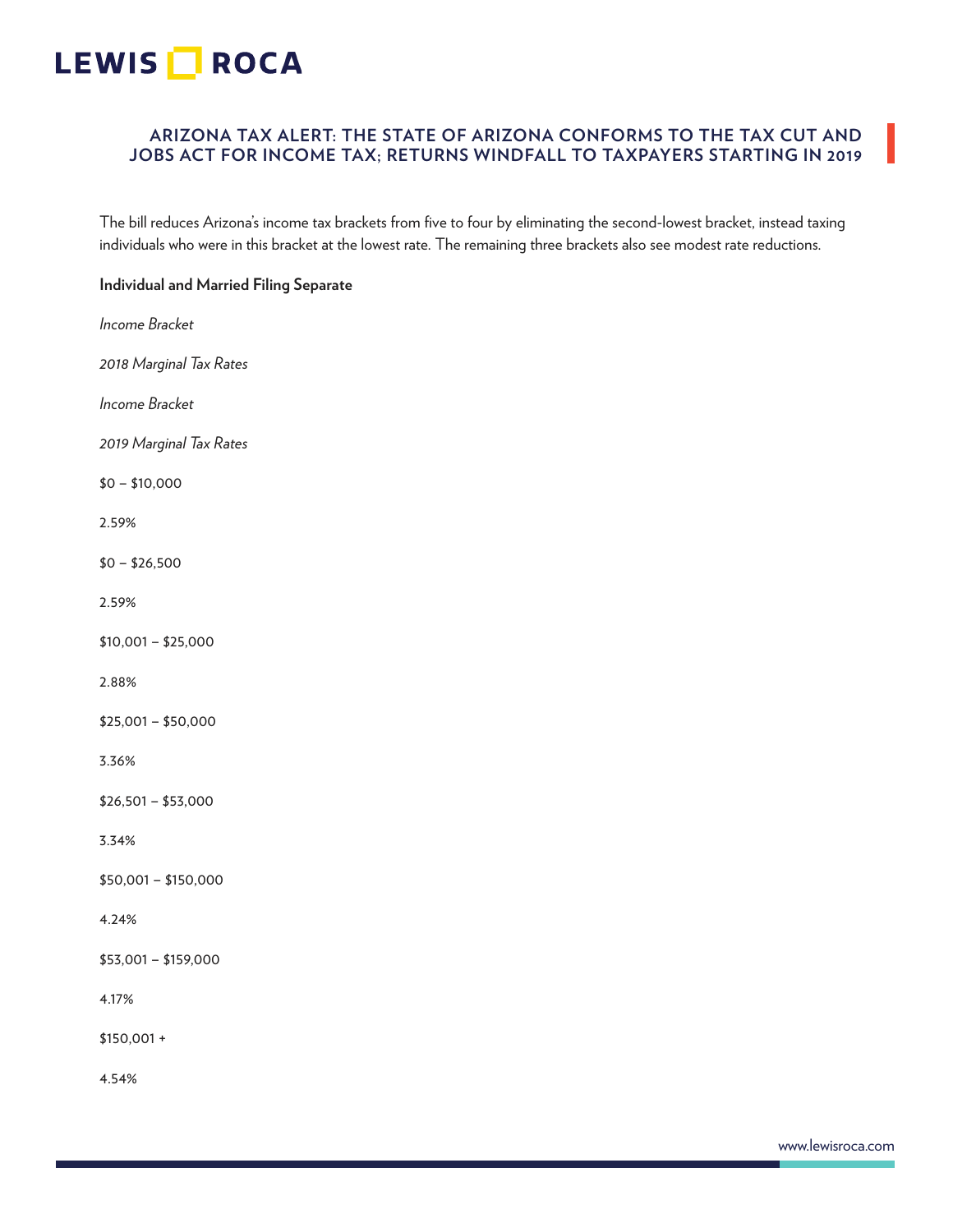The bill reduces Arizona's income tax brackets from five to four by eliminating the second-lowest bracket, instead taxing individuals who were in this bracket at the lowest rate. The remaining three brackets also see modest rate reductions.

**Individual and Married Filing Separate**

| *Income Bracket* | *2018 Marginal Tax Rates* | *Income Bracket* | *2019 Marginal Tax Rates* |
|---|---|---|---|
| $0 – $10,000 | 2.59% | $0 – $26,500 | 2.59% |
| $10,001 – $25,000 | 2.88% | | |
| $25,001 – $50,000 | 3.36% | $26,501 – $53,000 | 3.34% |
| $50,001 – $150,000 | 4.24% | $53,001 – $159,000 | 4.17% |
| $150,001 + | 4.54% | | |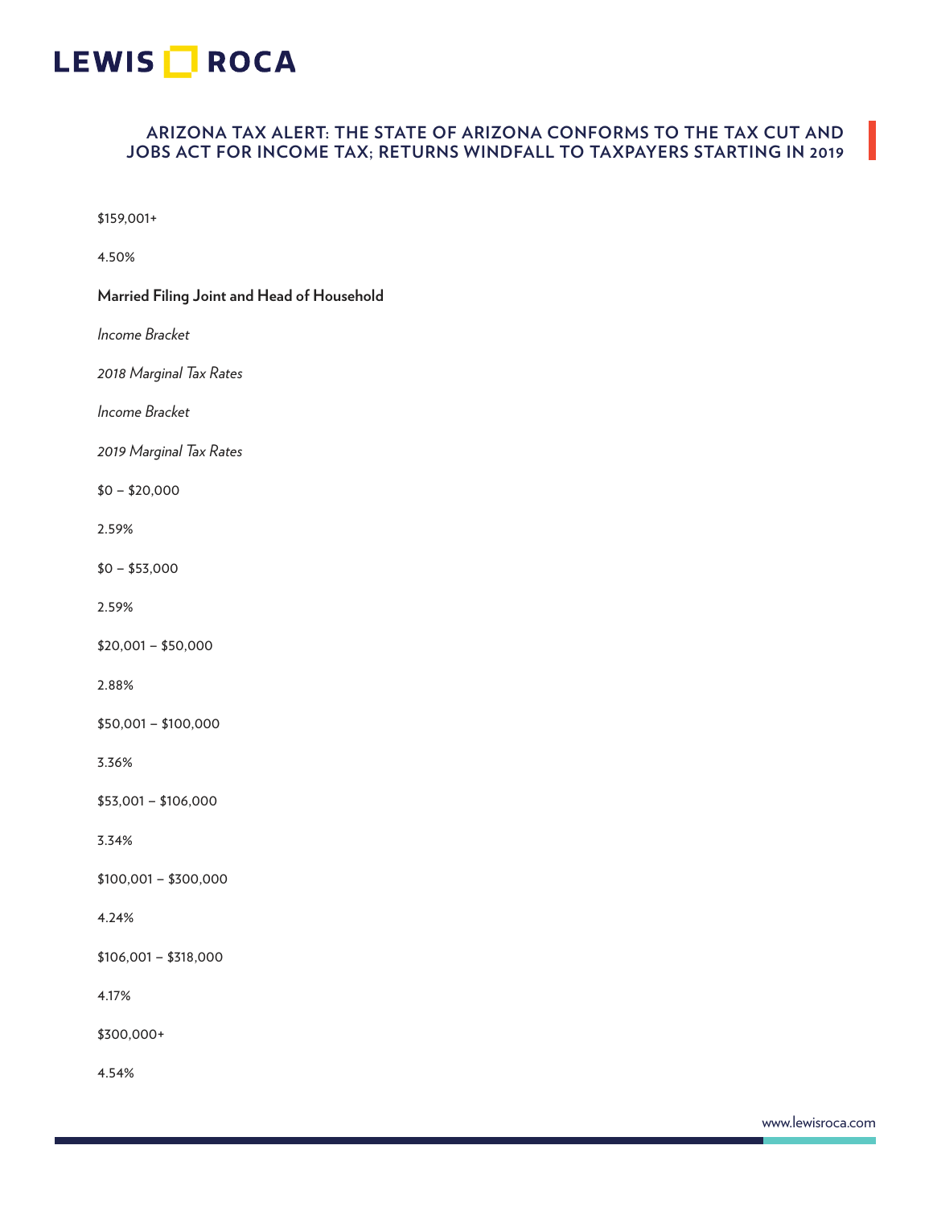$159,001+

4.50%

**Married Filing Joint and Head of Household**

| *Income Bracket* | *2018 Marginal Tax Rates* | *Income Bracket* | *2019 Marginal Tax Rates* |
| --- | --- | --- | --- |
| $0 – $20,000 | 2.59% | $0 – $53,000 | 2.59% |
| $20,001 – $50,000 | 2.88% | | |
| $50,001 – $100,000 | 3.36% | $53,001 – $106,000 | 3.34% |
| $100,001 – $300,000 | 4.24% | $106,001 – $318,000 | 4.17% |
| $300,000+ | 4.54% | | |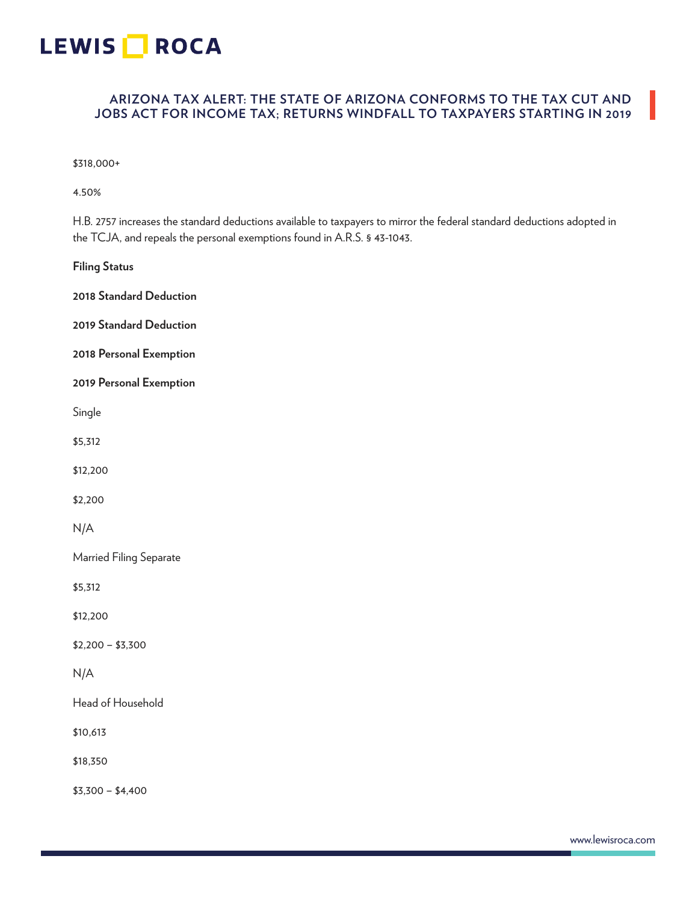$318,000+

4.50%

H.B. 2757 increases the standard deductions available to taxpayers to mirror the federal standard deductions adopted in the TCJA, and repeals the personal exemptions found in A.R.S. § 43-1043.

| Filing Status | 2018 Standard Deduction | 2019 Standard Deduction | 2018 Personal Exemption | 2019 Personal Exemption |
|---|---|---|---|---|
| Single | $5,312 | $12,200 | $2,200 | N/A |
| Married Filing Separate | $5,312 | $12,200 | $2,200 – $3,300 | N/A |
| Head of Household | $10,613 | $18,350 | $3,300 – $4,400 | |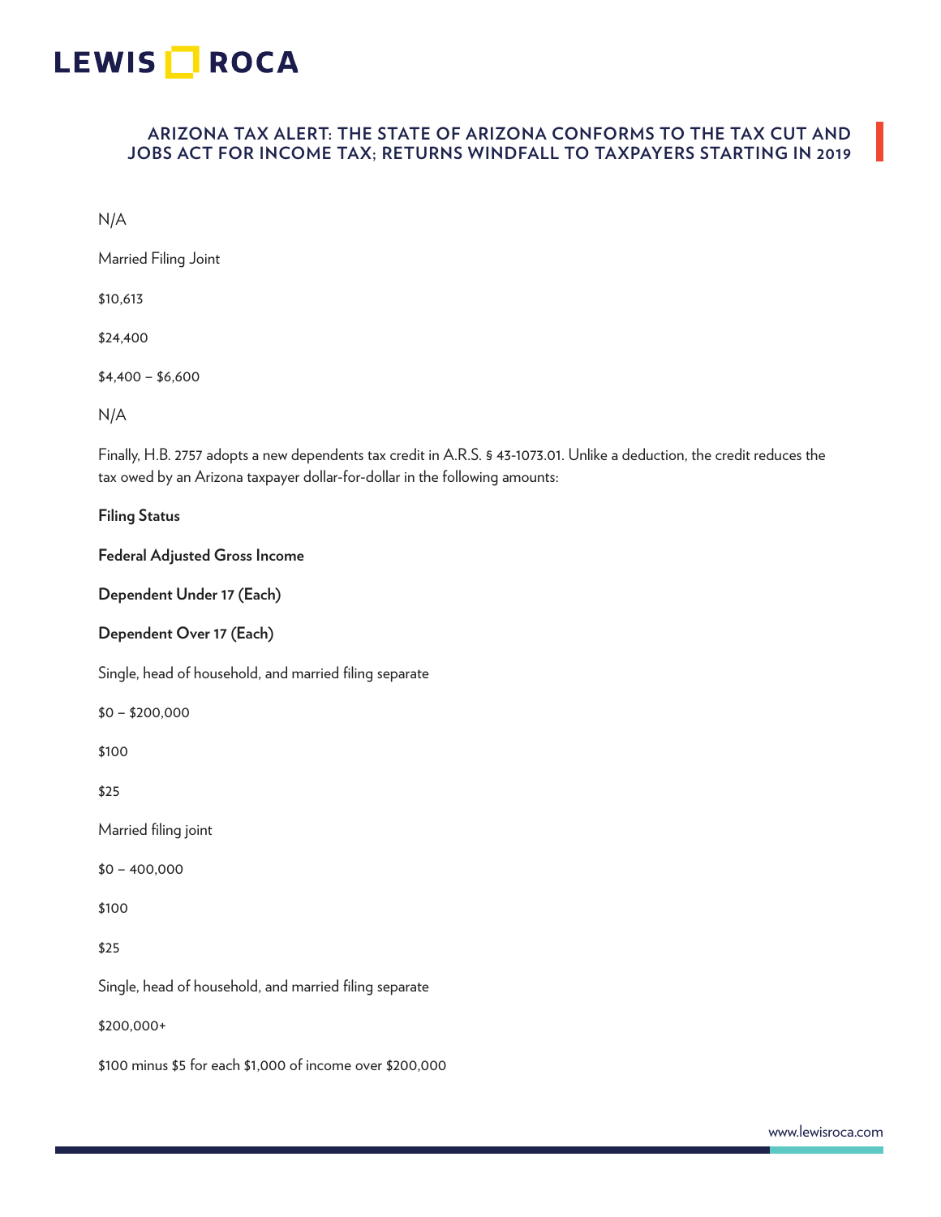N/A

Married Filing Joint

$10,613

$24,400

$4,400 – $6,600

N/A

Finally, H.B. 2757 adopts a new dependents tax credit in A.R.S. § 43-1073.01. Unlike a deduction, the credit reduces the tax owed by an Arizona taxpayer dollar-for-dollar in the following amounts:

| Filing Status | Federal Adjusted Gross Income | Dependent Under 17 (Each) | Dependent Over 17 (Each) |
| --- | --- | --- | --- |
| Single, head of household, and married filing separate | $0 – $200,000 | $100 | $25 |
| Married filing joint | $0 – 400,000 | $100 | $25 |
| Single, head of household, and married filing separate | $200,000+ | $100 minus $5 for each $1,000 of income over $200,000 | |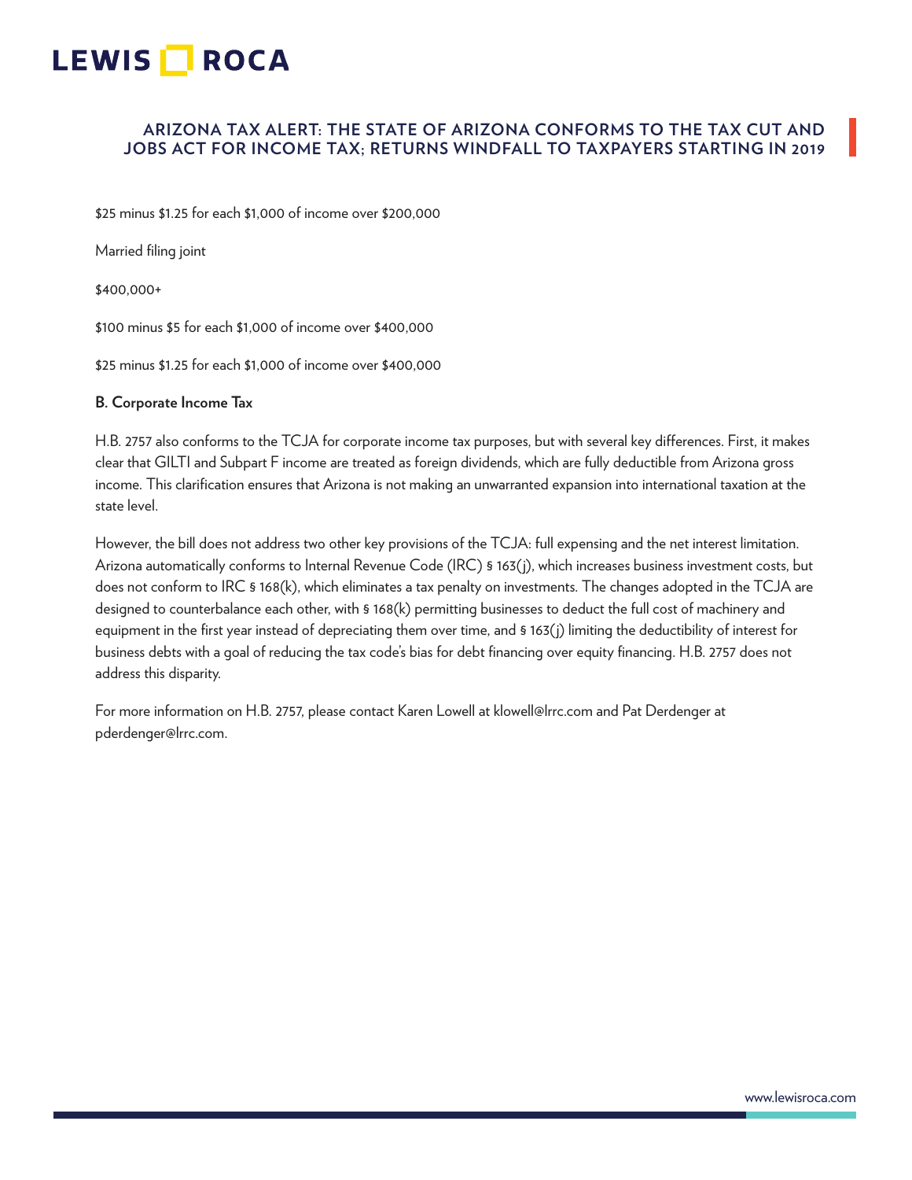$25 minus $1.25 for each $1,000 of income over $200,000

Married filing joint

$400,000+

$100 minus $5 for each $1,000 of income over $400,000

$25 minus $1.25 for each $1,000 of income over $400,000

**B. Corporate Income Tax**

H.B. 2757 also conforms to the TCJA for corporate income tax purposes, but with several key differences. First, it makes clear that GILTI and Subpart F income are treated as foreign dividends, which are fully deductible from Arizona gross income. This clarification ensures that Arizona is not making an unwarranted expansion into international taxation at the state level.

However, the bill does not address two other key provisions of the TCJA: full expensing and the net interest limitation. Arizona automatically conforms to Internal Revenue Code (IRC) § 163(j), which increases business investment costs, but does not conform to IRC § 168(k), which eliminates a tax penalty on investments. The changes adopted in the TCJA are designed to counterbalance each other, with § 168(k) permitting businesses to deduct the full cost of machinery and equipment in the first year instead of depreciating them over time, and § 163(j) limiting the deductibility of interest for business debts with a goal of reducing the tax code's bias for debt financing over equity financing. H.B. 2757 does not address this disparity.

For more information on H.B. 2757, please contact Karen Lowell at klowell@lrrc.com and Pat Derdenger at pderdenger@lrrc.com.